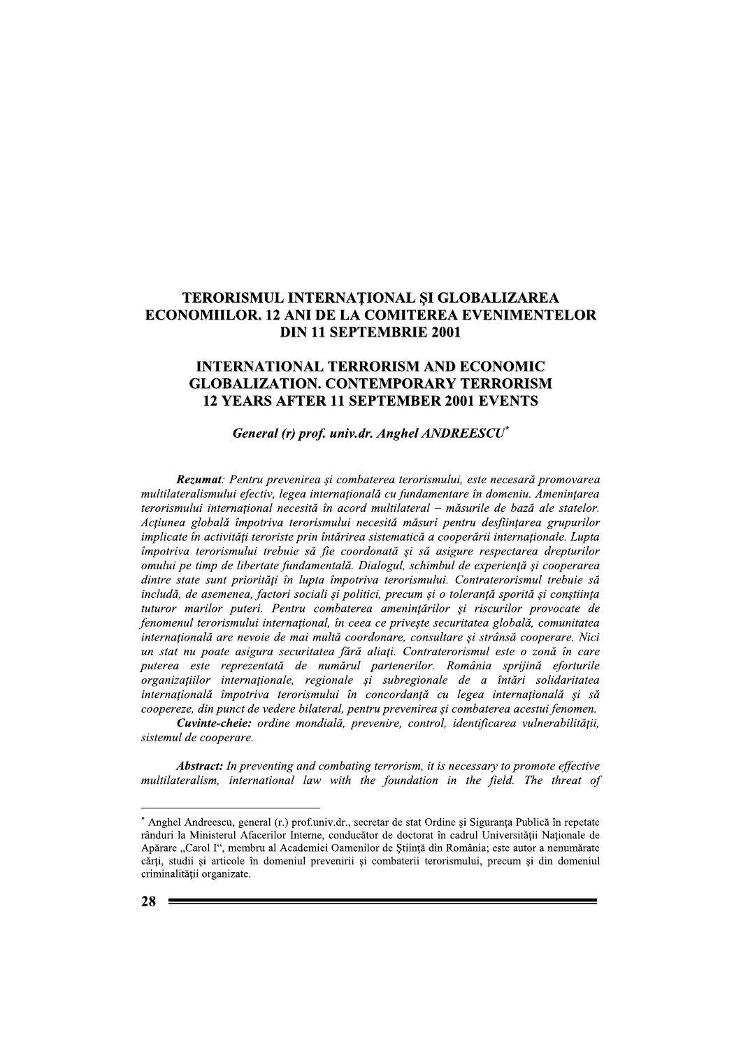# TERORISMUL INTERNAŢIONAL ŞI GLOBALIZAREA ECONOMIILOR. 12 ANI DE LA COMITEREA EVENIMENTELOR DIN 11 SEPTEMBRIE 2001

# INTERNATIONAL TERRORISM AND ECONOMIC GLOBALIZATION. CONTEMPORARY TERRORISM 12 YEARS AFTER 11 SEPTEMBER 2001 EVENTS

***General (r) prof. univ.dr. Anghel ANDREESCU****

***Rezumat***: *Pentru prevenirea şi combaterea terorismului, este necesară promovarea multilateralismului efectiv, legea internaţională cu fundamentare în domeniu. Ameninţarea terorismului internaţional necesită în acord multilateral – măsurile de bază ale statelor. Acţiunea globală împotriva terorismului necesită măsuri pentru desfiinţarea grupurilor implicate în activităţi teroriste prin întărirea sistematică a cooperării internaţionale. Lupta împotriva terorismului trebuie să fie coordonată şi să asigure respectarea drepturilor omului pe timp de libertate fundamentală. Dialogul, schimbul de experienţă şi cooperarea dintre state sunt priorităţi în lupta împotriva terorismului. Contraterorismul trebuie să includă, de asemenea, factori sociali şi politici, precum şi o toleranţă sporită şi conştiinţa tuturor marilor puteri. Pentru combaterea ameninţărilor şi riscurilor provocate de fenomenul terorismului internaţional, în ceea ce priveşte securitatea globală, comunitatea internaţională are nevoie de mai multă coordonare, consultare şi strânsă cooperare. Nici un stat nu poate asigura securitatea fără aliaţi. Contraterorismul este o zonă în care puterea este reprezentată de numărul partenerilor. România sprijină eforturile organizaţiilor internaţionale, regionale şi subregionale de a întări solidaritatea internaţională împotriva terorismului în concordanţă cu legea internaţională şi să coopereze, din punct de vedere bilateral, pentru prevenirea şi combaterea acestui fenomen.*

***Cuvinte-cheie:*** *ordine mondială, prevenire, control, identificarea vulnerabilităţii, sistemul de cooperare.*

***Abstract:*** *In preventing and combating terrorism, it is necessary to promote effective multilateralism, international law with the foundation in the field. The threat of*

---

\* Anghel Andreescu, general (r.) prof.univ.dr., secretar de stat Ordine şi Siguranţa Publică în repetate rânduri la Ministerul Afacerilor Interne, conducător de doctorat în cadrul Universităţii Naţionale de Apărare „Carol I", membru al Academiei Oamenilor de Ştiinţă din România; este autor a nenumărate cărţi, studii şi articole în domeniul prevenirii şi combaterii terorismului, precum şi din domeniul criminalităţii organizate.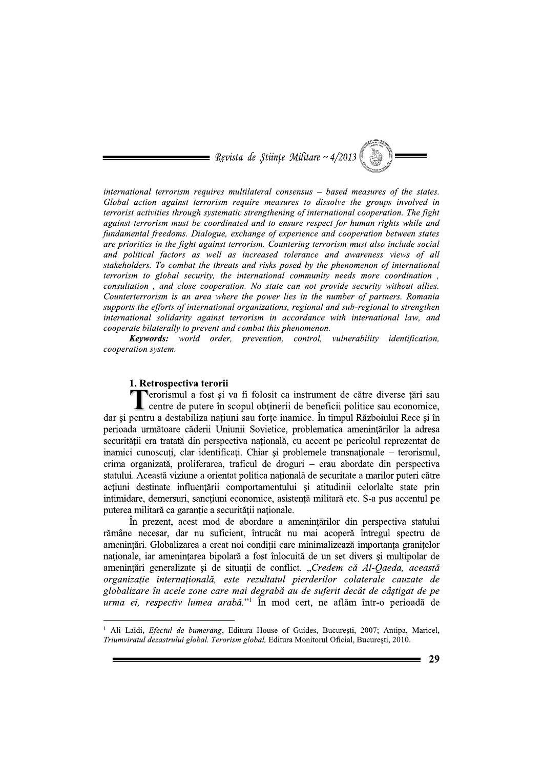*international terrorism requires multilateral consensus – based measures of the states. Global action against terrorism require measures to dissolve the groups involved in terrorist activities through systematic strengthening of international cooperation. The fight against terrorism must be coordinated and to ensure respect for human rights while and fundamental freedoms. Dialogue, exchange of experience and cooperation between states are priorities in the fight against terrorism. Countering terrorism must also include social and political factors as well as increased tolerance and awareness views of all stakeholders. To combat the threats and risks posed by the phenomenon of international terrorism to global security, the international community needs more coordination , consultation , and close cooperation. No state can not provide security without allies. Counterterrorism is an area where the power lies in the number of partners. Romania supports the efforts of international organizations, regional and sub-regional to strengthen international solidarity against terrorism in accordance with international law, and cooperate bilaterally to prevent and combat this phenomenon.*

***Keywords:*** *world order, prevention, control, vulnerability identification, cooperation system.*

## 1. Retrospectiva terorii

Terorismul a fost şi va fi folosit ca instrument de către diverse ţări sau centre de putere în scopul obţinerii de beneficii politice sau economice, dar şi pentru a destabiliza naţiuni sau forţe inamice. În timpul Războiului Rece şi în perioada următoare căderii Uniunii Sovietice, problematica ameninţărilor la adresa securităţii era tratată din perspectiva naţională, cu accent pe pericolul reprezentat de inamici cunoscuţi, clar identificaţi. Chiar şi problemele transnaţionale – terorismul, crima organizată, proliferarea, traficul de droguri – erau abordate din perspectiva statului. Această viziune a orientat politica naţională de securitate a marilor puteri către acţiuni destinate influenţării comportamentului şi atitudinii celorlalte state prin intimidare, demersuri, sancţiuni economice, asistenţă militară etc. S-a pus accentul pe puterea militară ca garanţie a securităţii naţionale.

În prezent, acest mod de abordare a ameninţărilor din perspectiva statului rămâne necesar, dar nu suficient, întrucât nu mai acoperă întregul spectru de ameninţări. Globalizarea a creat noi condiţii care minimalizează importanţa graniţelor naţionale, iar ameninţarea bipolară a fost înlocuită de un set divers şi multipolar de ameninţări generalizate şi de situaţii de conflict. „*Credem că Al-Qaeda, această organizaţie internaţională, este rezultatul pierderilor colaterale cauzate de globalizare în acele zone care mai degrabă au de suferit decât de câştigat de pe urma ei, respectiv lumea arabă.*"[1] În mod cert, ne aflăm într-o perioadă de

[1] Ali Laïdi, *Efectul de bumerang*, Editura House of Guides, Bucureşti, 2007; Antipa, Maricel, *Triumviratul dezastrului global. Terorism global,* Editura Monitorul Oficial, Bucureşti, 2010.